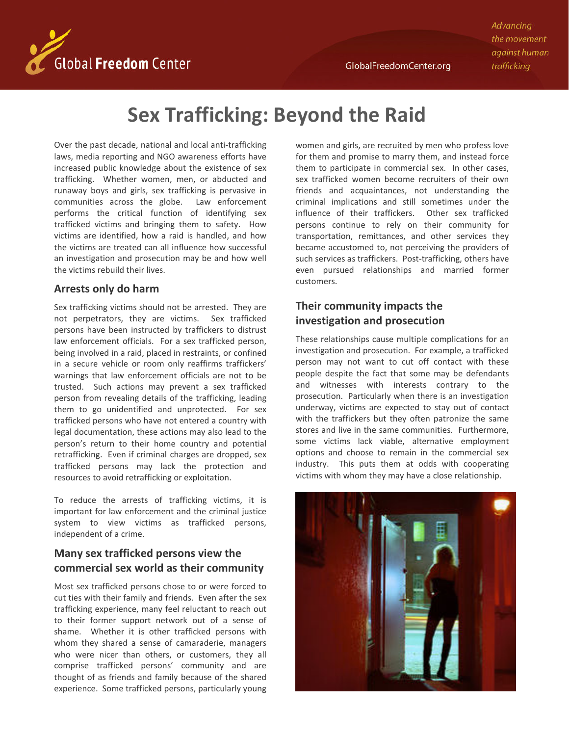# Sex Trafficking: Beyond the Raid

Over the past decade, national and local anti-trafficking laws, media reporting and NGO awareness efforts have increased public knowledge about the existence of sex trafficking. Whether women, men, or abducted and runaway boys and girls, sex trafficking is pervasive in communities across the globe. Law enforcement performs the critical function of identifying sex trafficked victims and bringing them to safety. How victims are identified, how a raid is handled, and how the victims are treated can all influence how successful an investigation and prosecution may be and how well the victims rebuild their lives.

## Arrests only do harm

Sex trafficking victims should not be arrested. They are not perpetrators, they are victims. Sex trafficked persons have been instructed by traffickers to distrust law enforcement officials. For a sex trafficked person, being involved in a raid, placed in restraints, or confined in a secure vehicle or room only reaffirms traffickers' warnings that law enforcement officials are not to be trusted. Such actions may prevent a sex trafficked person from revealing details of the trafficking, leading them to go unidentified and unprotected. For sex trafficked persons who have not entered a country with legal documentation, these actions may also lead to the person's return to their home country and potential retrafficking. Even if criminal charges are dropped, sex trafficked persons may lack the protection and resources to avoid retrafficking or exploitation.

To reduce the arrests of trafficking victims, it is important for law enforcement and the criminal justice system to view victims as trafficked persons, independent of a crime.

## Many sex trafficked persons view the commercial sex world as their community

Most sex trafficked persons chose to or were forced to cut ties with their family and friends. Even after the sex trafficking experience, many feel reluctant to reach out to their former support network out of a sense of shame. Whether it is other trafficked persons with whom they shared a sense of camaraderie, managers who were nicer than others, or customers, they all comprise trafficked persons' community and are thought of as friends and family because of the shared experience. Some trafficked persons, particularly young women and girls, are recruited by men who profess love for them and promise to marry them, and instead force them to participate in commercial sex. In other cases, sex trafficked women become recruiters of their own friends and acquaintances, not understanding the criminal implications and still sometimes under the influence of their traffickers. Other sex trafficked persons continue to rely on their community for transportation, remittances, and other services they became accustomed to, not perceiving the providers of such services as traffickers. Post-trafficking, others have even pursued relationships and married former customers.

## Their community impacts the investigation and prosecution

These relationships cause multiple complications for an investigation and prosecution. For example, a trafficked person may not want to cut off contact with these people despite the fact that some may be defendants and witnesses with interests contrary to the prosecution. Particularly when there is an investigation underway, victims are expected to stay out of contact with the traffickers but they often patronize the same stores and live in the same communities. Furthermore, some victims lack viable, alternative employment options and choose to remain in the commercial sex industry. This puts them at odds with cooperating victims with whom they may have a close relationship.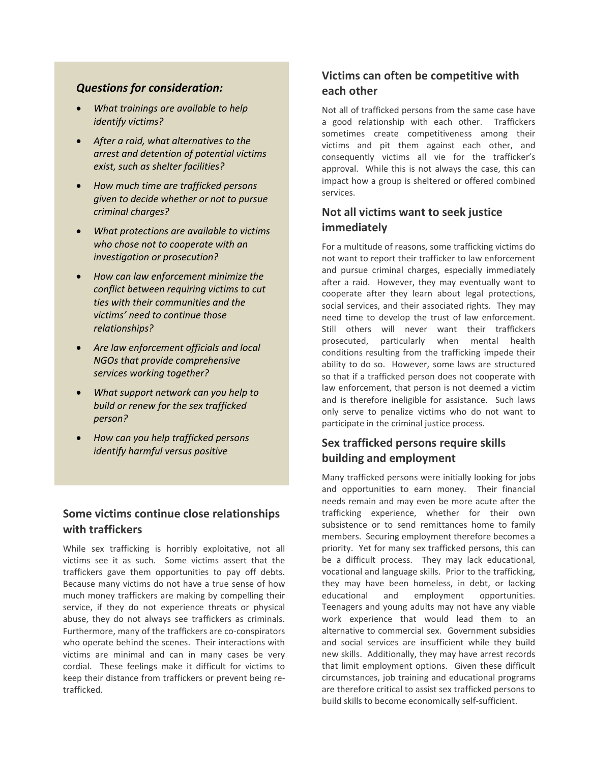***Questions for consideration:***

- *What trainings are available to help identify victims?*
- *After a raid, what alternatives to the arrest and detention of potential victims exist, such as shelter facilities?*
- *How much time are trafficked persons given to decide whether or not to pursue criminal charges?*
- *What protections are available to victims who chose not to cooperate with an investigation or prosecution?*
- *How can law enforcement minimize the conflict between requiring victims to cut ties with their communities and the victims' need to continue those relationships?*
- *Are law enforcement officials and local NGOs that provide comprehensive services working together?*
- *What support network can you help to build or renew for the sex trafficked person?*
- *How can you help trafficked persons identify harmful versus positive*

## Some victims continue close relationships with traffickers

While sex trafficking is horribly exploitative, not all victims see it as such. Some victims assert that the traffickers gave them opportunities to pay off debts. Because many victims do not have a true sense of how much money traffickers are making by compelling their service, if they do not experience threats or physical abuse, they do not always see traffickers as criminals. Furthermore, many of the traffickers are co-conspirators who operate behind the scenes. Their interactions with victims are minimal and can in many cases be very cordial. These feelings make it difficult for victims to keep their distance from traffickers or prevent being re-trafficked.

## Victims can often be competitive with each other

Not all of trafficked persons from the same case have a good relationship with each other. Traffickers sometimes create competitiveness among their victims and pit them against each other, and consequently victims all vie for the trafficker's approval. While this is not always the case, this can impact how a group is sheltered or offered combined services.

## Not all victims want to seek justice immediately

For a multitude of reasons, some trafficking victims do not want to report their trafficker to law enforcement and pursue criminal charges, especially immediately after a raid. However, they may eventually want to cooperate after they learn about legal protections, social services, and their associated rights. They may need time to develop the trust of law enforcement. Still others will never want their traffickers prosecuted, particularly when mental health conditions resulting from the trafficking impede their ability to do so. However, some laws are structured so that if a trafficked person does not cooperate with law enforcement, that person is not deemed a victim and is therefore ineligible for assistance. Such laws only serve to penalize victims who do not want to participate in the criminal justice process.

## Sex trafficked persons require skills building and employment

Many trafficked persons were initially looking for jobs and opportunities to earn money. Their financial needs remain and may even be more acute after the trafficking experience, whether for their own subsistence or to send remittances home to family members. Securing employment therefore becomes a priority. Yet for many sex trafficked persons, this can be a difficult process. They may lack educational, vocational and language skills. Prior to the trafficking, they may have been homeless, in debt, or lacking educational and employment opportunities. Teenagers and young adults may not have any viable work experience that would lead them to an alternative to commercial sex. Government subsidies and social services are insufficient while they build new skills. Additionally, they may have arrest records that limit employment options. Given these difficult circumstances, job training and educational programs are therefore critical to assist sex trafficked persons to build skills to become economically self-sufficient.